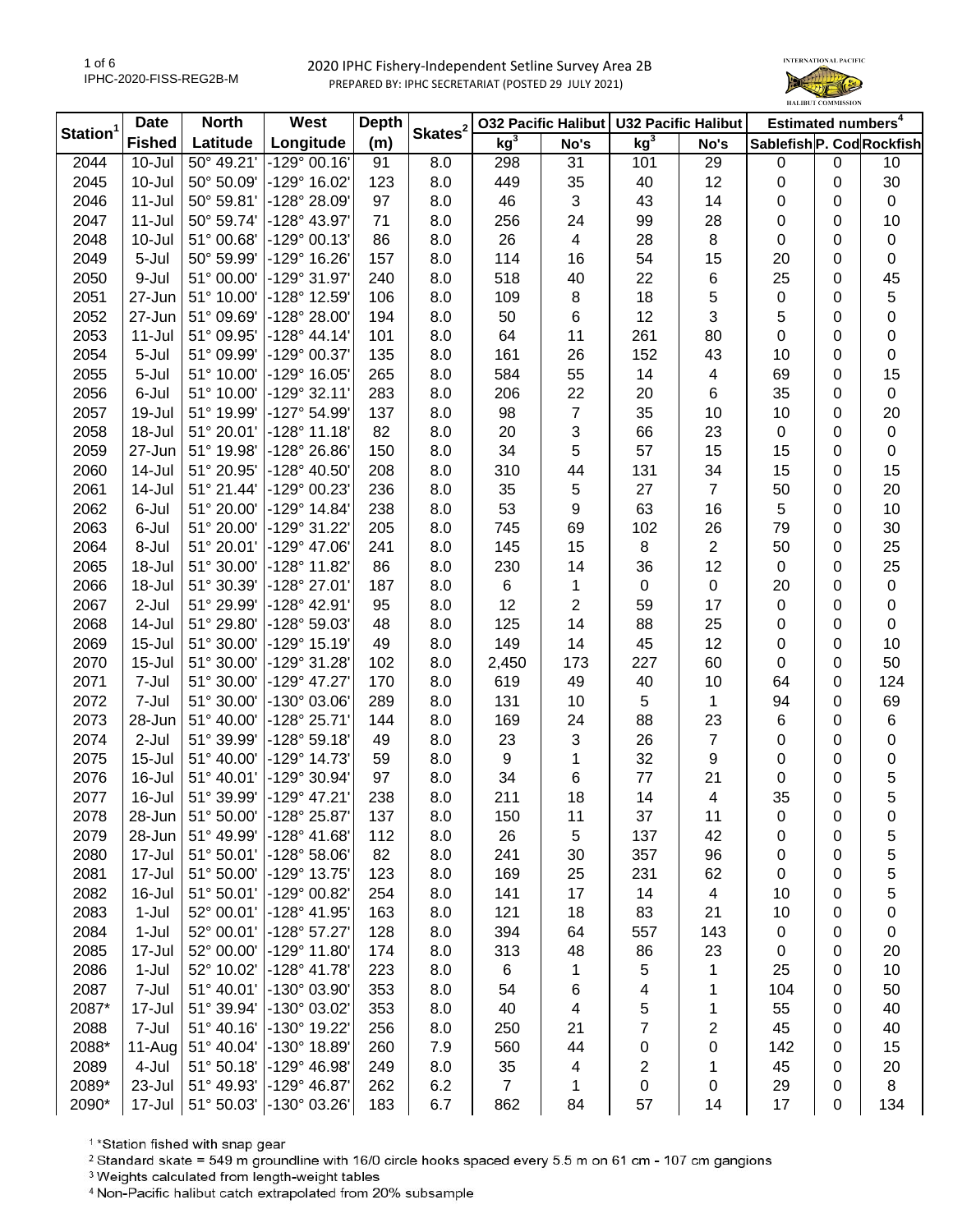# 2020 IPHC Fishery-Independent Setline Survey Area 2B

PREPARED BY: IPHC SECRETARIAT (POSTED 29 JULY 2021)

IPHC-2020-FISS-REG2B-M

| Station[1] | Date | North | West | Depth | Skates[2] | O32 Pacific Halibut | | U32 Pacific Halibut | | Estimated numbers[4] | | |
|---|---|---|---|---|---|---|---|---|---|---|---|---|
| | Fished | Latitude | Longitude | (m) | | kg[3] | No's | kg[3] | No's | Sablefish | P. Cod | Rockfish |
| 2044 | 10-Jul | 50° 49.21' | -129° 00.16' | 91 | 8.0 | 298 | 31 | 101 | 29 | 0 | 0 | 10 |
| 2045 | 10-Jul | 50° 50.09' | -129° 16.02' | 123 | 8.0 | 449 | 35 | 40 | 12 | 0 | 0 | 30 |
| 2046 | 11-Jul | 50° 59.81' | -128° 28.09' | 97 | 8.0 | 46 | 3 | 43 | 14 | 0 | 0 | 0 |
| 2047 | 11-Jul | 50° 59.74' | -128° 43.97' | 71 | 8.0 | 256 | 24 | 99 | 28 | 0 | 0 | 10 |
| 2048 | 10-Jul | 51° 00.68' | -129° 00.13' | 86 | 8.0 | 26 | 4 | 28 | 8 | 0 | 0 | 0 |
| 2049 | 5-Jul | 50° 59.99' | -129° 16.26' | 157 | 8.0 | 114 | 16 | 54 | 15 | 20 | 0 | 0 |
| 2050 | 9-Jul | 51° 00.00' | -129° 31.97' | 240 | 8.0 | 518 | 40 | 22 | 6 | 25 | 0 | 45 |
| 2051 | 27-Jun | 51° 10.00' | -128° 12.59' | 106 | 8.0 | 109 | 8 | 18 | 5 | 0 | 0 | 5 |
| 2052 | 27-Jun | 51° 09.69' | -128° 28.00' | 194 | 8.0 | 50 | 6 | 12 | 3 | 5 | 0 | 0 |
| 2053 | 11-Jul | 51° 09.95' | -128° 44.14' | 101 | 8.0 | 64 | 11 | 261 | 80 | 0 | 0 | 0 |
| 2054 | 5-Jul | 51° 09.99' | -129° 00.37' | 135 | 8.0 | 161 | 26 | 152 | 43 | 10 | 0 | 0 |
| 2055 | 5-Jul | 51° 10.00' | -129° 16.05' | 265 | 8.0 | 584 | 55 | 14 | 4 | 69 | 0 | 15 |
| 2056 | 6-Jul | 51° 10.00' | -129° 32.11' | 283 | 8.0 | 206 | 22 | 20 | 6 | 35 | 0 | 0 |
| 2057 | 19-Jul | 51° 19.99' | -127° 54.99' | 137 | 8.0 | 98 | 7 | 35 | 10 | 10 | 0 | 20 |
| 2058 | 18-Jul | 51° 20.01' | -128° 11.18' | 82 | 8.0 | 20 | 3 | 66 | 23 | 0 | 0 | 0 |
| 2059 | 27-Jun | 51° 19.98' | -128° 26.86' | 150 | 8.0 | 34 | 5 | 57 | 15 | 15 | 0 | 0 |
| 2060 | 14-Jul | 51° 20.95' | -128° 40.50' | 208 | 8.0 | 310 | 44 | 131 | 34 | 15 | 0 | 15 |
| 2061 | 14-Jul | 51° 21.44' | -129° 00.23' | 236 | 8.0 | 35 | 5 | 27 | 7 | 50 | 0 | 20 |
| 2062 | 6-Jul | 51° 20.00' | -129° 14.84' | 238 | 8.0 | 53 | 9 | 63 | 16 | 5 | 0 | 10 |
| 2063 | 6-Jul | 51° 20.00' | -129° 31.22' | 205 | 8.0 | 745 | 69 | 102 | 26 | 79 | 0 | 30 |
| 2064 | 8-Jul | 51° 20.01' | -129° 47.06' | 241 | 8.0 | 145 | 15 | 8 | 2 | 50 | 0 | 25 |
| 2065 | 18-Jul | 51° 30.00' | -128° 11.82' | 86 | 8.0 | 230 | 14 | 36 | 12 | 0 | 0 | 25 |
| 2066 | 18-Jul | 51° 30.39' | -128° 27.01' | 187 | 8.0 | 6 | 1 | 0 | 0 | 20 | 0 | 0 |
| 2067 | 2-Jul | 51° 29.99' | -128° 42.91' | 95 | 8.0 | 12 | 2 | 59 | 17 | 0 | 0 | 0 |
| 2068 | 14-Jul | 51° 29.80' | -128° 59.03' | 48 | 8.0 | 125 | 14 | 88 | 25 | 0 | 0 | 0 |
| 2069 | 15-Jul | 51° 30.00' | -129° 15.19' | 49 | 8.0 | 149 | 14 | 45 | 12 | 0 | 0 | 10 |
| 2070 | 15-Jul | 51° 30.00' | -129° 31.28' | 102 | 8.0 | 2,450 | 173 | 227 | 60 | 0 | 0 | 50 |
| 2071 | 7-Jul | 51° 30.00' | -129° 47.27' | 170 | 8.0 | 619 | 49 | 40 | 10 | 64 | 0 | 124 |
| 2072 | 7-Jul | 51° 30.00' | -130° 03.06' | 289 | 8.0 | 131 | 10 | 5 | 1 | 94 | 0 | 69 |
| 2073 | 28-Jun | 51° 40.00' | -128° 25.71' | 144 | 8.0 | 169 | 24 | 88 | 23 | 6 | 0 | 6 |
| 2074 | 2-Jul | 51° 39.99' | -128° 59.18' | 49 | 8.0 | 23 | 3 | 26 | 7 | 0 | 0 | 0 |
| 2075 | 15-Jul | 51° 40.00' | -129° 14.73' | 59 | 8.0 | 9 | 1 | 32 | 9 | 0 | 0 | 0 |
| 2076 | 16-Jul | 51° 40.01' | -129° 30.94' | 97 | 8.0 | 34 | 6 | 77 | 21 | 0 | 0 | 5 |
| 2077 | 16-Jul | 51° 39.99' | -129° 47.21' | 238 | 8.0 | 211 | 18 | 14 | 4 | 35 | 0 | 5 |
| 2078 | 28-Jun | 51° 50.00' | -128° 25.87' | 137 | 8.0 | 150 | 11 | 37 | 11 | 0 | 0 | 0 |
| 2079 | 28-Jun | 51° 49.99' | -128° 41.68' | 112 | 8.0 | 26 | 5 | 137 | 42 | 0 | 0 | 5 |
| 2080 | 17-Jul | 51° 50.01' | -128° 58.06' | 82 | 8.0 | 241 | 30 | 357 | 96 | 0 | 0 | 5 |
| 2081 | 17-Jul | 51° 50.00' | -129° 13.75' | 123 | 8.0 | 169 | 25 | 231 | 62 | 0 | 0 | 5 |
| 2082 | 16-Jul | 51° 50.01' | -129° 00.82' | 254 | 8.0 | 141 | 17 | 14 | 4 | 10 | 0 | 5 |
| 2083 | 1-Jul | 52° 00.01' | -128° 41.95' | 163 | 8.0 | 121 | 18 | 83 | 21 | 10 | 0 | 0 |
| 2084 | 1-Jul | 52° 00.01' | -128° 57.27' | 128 | 8.0 | 394 | 64 | 557 | 143 | 0 | 0 | 0 |
| 2085 | 17-Jul | 52° 00.00' | -129° 11.80' | 174 | 8.0 | 313 | 48 | 86 | 23 | 0 | 0 | 20 |
| 2086 | 1-Jul | 52° 10.02' | -128° 41.78' | 223 | 8.0 | 6 | 1 | 5 | 1 | 25 | 0 | 10 |
| 2087 | 7-Jul | 51° 40.01' | -130° 03.90' | 353 | 8.0 | 54 | 6 | 4 | 1 | 104 | 0 | 50 |
| 2087* | 17-Jul | 51° 39.94' | -130° 03.02' | 353 | 8.0 | 40 | 4 | 5 | 1 | 55 | 0 | 40 |
| 2088 | 7-Jul | 51° 40.16' | -130° 19.22' | 256 | 8.0 | 250 | 21 | 7 | 2 | 45 | 0 | 40 |
| 2088* | 11-Aug | 51° 40.04' | -130° 18.89' | 260 | 7.9 | 560 | 44 | 0 | 0 | 142 | 0 | 15 |
| 2089 | 4-Jul | 51° 50.18' | -129° 46.98' | 249 | 8.0 | 35 | 4 | 2 | 1 | 45 | 0 | 20 |
| 2089* | 23-Jul | 51° 49.93' | -129° 46.87' | 262 | 6.2 | 7 | 1 | 0 | 0 | 29 | 0 | 8 |
| 2090* | 17-Jul | 51° 50.03' | -130° 03.26' | 183 | 6.7 | 862 | 84 | 57 | 14 | 17 | 0 | 134 |

[1] *Station fished with snap gear

[2] Standard skate = 549 m groundline with 16/0 circle hooks spaced every 5.5 m on 61 cm - 107 cm gangions

[3] Weights calculated from length-weight tables

[4] Non-Pacific halibut catch extrapolated from 20% subsample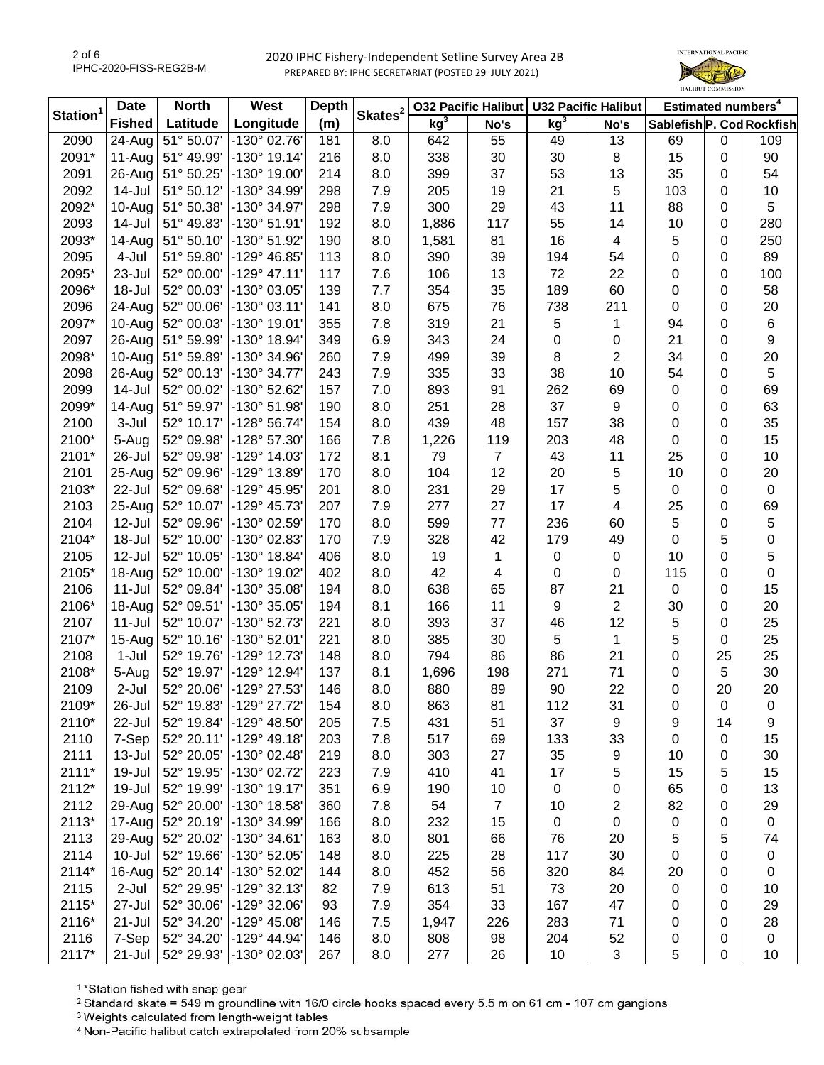# 2020 IPHC Fishery-Independent Setline Survey Area 2B

PREPARED BY: IPHC SECRETARIAT (POSTED 29 JULY 2021)

| Station[1] | Date Fished | North Latitude | West Longitude | Depth (m) | Skates[2] | O32 Pacific Halibut kg[3] | O32 Pacific Halibut No's | U32 Pacific Halibut kg[3] | U32 Pacific Halibut No's | Estimated numbers[4] Sablefish | Estimated numbers[4] P. Cod | Estimated numbers[4] Rockfish |
|---|---|---|---|---|---|---|---|---|---|---|---|---|
| 2090 | 24-Aug | 51° 50.07' | -130° 02.76' | 181 | 8.0 | 642 | 55 | 49 | 13 | 69 | 0 | 109 |
| 2091* | 11-Aug | 51° 49.99' | -130° 19.14' | 216 | 8.0 | 338 | 30 | 30 | 8 | 15 | 0 | 90 |
| 2091 | 26-Aug | 51° 50.25' | -130° 19.00' | 214 | 8.0 | 399 | 37 | 53 | 13 | 35 | 0 | 54 |
| 2092 | 14-Jul | 51° 50.12' | -130° 34.99' | 298 | 7.9 | 205 | 19 | 21 | 5 | 103 | 0 | 10 |
| 2092* | 10-Aug | 51° 50.38' | -130° 34.97' | 298 | 7.9 | 300 | 29 | 43 | 11 | 88 | 0 | 5 |
| 2093 | 14-Jul | 51° 49.83' | -130° 51.91' | 192 | 8.0 | 1,886 | 117 | 55 | 14 | 10 | 0 | 280 |
| 2093* | 14-Aug | 51° 50.10' | -130° 51.92' | 190 | 8.0 | 1,581 | 81 | 16 | 4 | 5 | 0 | 250 |
| 2095 | 4-Jul | 51° 59.80' | -129° 46.85' | 113 | 8.0 | 390 | 39 | 194 | 54 | 0 | 0 | 89 |
| 2095* | 23-Jul | 52° 00.00' | -129° 47.11' | 117 | 7.6 | 106 | 13 | 72 | 22 | 0 | 0 | 100 |
| 2096* | 18-Jul | 52° 00.03' | -130° 03.05' | 139 | 7.7 | 354 | 35 | 189 | 60 | 0 | 0 | 58 |
| 2096 | 24-Aug | 52° 00.06' | -130° 03.11' | 141 | 8.0 | 675 | 76 | 738 | 211 | 0 | 0 | 20 |
| 2097* | 10-Aug | 52° 00.03' | -130° 19.01' | 355 | 7.8 | 319 | 21 | 5 | 1 | 94 | 0 | 6 |
| 2097 | 26-Aug | 51° 59.99' | -130° 18.94' | 349 | 6.9 | 343 | 24 | 0 | 0 | 21 | 0 | 9 |
| 2098* | 10-Aug | 51° 59.89' | -130° 34.96' | 260 | 7.9 | 499 | 39 | 8 | 2 | 34 | 0 | 20 |
| 2098 | 26-Aug | 52° 00.13' | -130° 34.77' | 243 | 7.9 | 335 | 33 | 38 | 10 | 54 | 0 | 5 |
| 2099 | 14-Jul | 52° 00.02' | -130° 52.62' | 157 | 7.0 | 893 | 91 | 262 | 69 | 0 | 0 | 69 |
| 2099* | 14-Aug | 51° 59.97' | -130° 51.98' | 190 | 8.0 | 251 | 28 | 37 | 9 | 0 | 0 | 63 |
| 2100 | 3-Jul | 52° 10.17' | -128° 56.74' | 154 | 8.0 | 439 | 48 | 157 | 38 | 0 | 0 | 35 |
| 2100* | 5-Aug | 52° 09.98' | -128° 57.30' | 166 | 7.8 | 1,226 | 119 | 203 | 48 | 0 | 0 | 15 |
| 2101* | 26-Jul | 52° 09.98' | -129° 14.03' | 172 | 8.1 | 79 | 7 | 43 | 11 | 25 | 0 | 10 |
| 2101 | 25-Aug | 52° 09.96' | -129° 13.89' | 170 | 8.0 | 104 | 12 | 20 | 5 | 10 | 0 | 20 |
| 2103* | 22-Jul | 52° 09.68' | -129° 45.95' | 201 | 8.0 | 231 | 29 | 17 | 5 | 0 | 0 | 0 |
| 2103 | 25-Aug | 52° 10.07' | -129° 45.73' | 207 | 7.9 | 277 | 27 | 17 | 4 | 25 | 0 | 69 |
| 2104 | 12-Jul | 52° 09.96' | -130° 02.59' | 170 | 8.0 | 599 | 77 | 236 | 60 | 5 | 0 | 5 |
| 2104* | 18-Jul | 52° 10.00' | -130° 02.83' | 170 | 7.9 | 328 | 42 | 179 | 49 | 0 | 5 | 0 |
| 2105 | 12-Jul | 52° 10.05' | -130° 18.84' | 406 | 8.0 | 19 | 1 | 0 | 0 | 10 | 0 | 5 |
| 2105* | 18-Aug | 52° 10.00' | -130° 19.02' | 402 | 8.0 | 42 | 4 | 0 | 0 | 115 | 0 | 0 |
| 2106 | 11-Jul | 52° 09.84' | -130° 35.08' | 194 | 8.0 | 638 | 65 | 87 | 21 | 0 | 0 | 15 |
| 2106* | 18-Aug | 52° 09.51' | -130° 35.05' | 194 | 8.1 | 166 | 11 | 9 | 2 | 30 | 0 | 20 |
| 2107 | 11-Jul | 52° 10.07' | -130° 52.73' | 221 | 8.0 | 393 | 37 | 46 | 12 | 5 | 0 | 25 |
| 2107* | 15-Aug | 52° 10.16' | -130° 52.01' | 221 | 8.0 | 385 | 30 | 5 | 1 | 5 | 0 | 25 |
| 2108 | 1-Jul | 52° 19.76' | -129° 12.73' | 148 | 8.0 | 794 | 86 | 86 | 21 | 0 | 25 | 25 |
| 2108* | 5-Aug | 52° 19.97' | -129° 12.94' | 137 | 8.1 | 1,696 | 198 | 271 | 71 | 0 | 5 | 30 |
| 2109 | 2-Jul | 52° 20.06' | -129° 27.53' | 146 | 8.0 | 880 | 89 | 90 | 22 | 0 | 20 | 20 |
| 2109* | 26-Jul | 52° 19.83' | -129° 27.72' | 154 | 8.0 | 863 | 81 | 112 | 31 | 0 | 0 | 0 |
| 2110* | 22-Jul | 52° 19.84' | -129° 48.50' | 205 | 7.5 | 431 | 51 | 37 | 9 | 9 | 14 | 9 |
| 2110 | 7-Sep | 52° 20.11' | -129° 49.18' | 203 | 7.8 | 517 | 69 | 133 | 33 | 0 | 0 | 15 |
| 2111 | 13-Jul | 52° 20.05' | -130° 02.48' | 219 | 8.0 | 303 | 27 | 35 | 9 | 10 | 0 | 30 |
| 2111* | 19-Jul | 52° 19.95' | -130° 02.72' | 223 | 7.9 | 410 | 41 | 17 | 5 | 15 | 5 | 15 |
| 2112* | 19-Jul | 52° 19.99' | -130° 19.17' | 351 | 6.9 | 190 | 10 | 0 | 0 | 65 | 0 | 13 |
| 2112 | 29-Aug | 52° 20.00' | -130° 18.58' | 360 | 7.8 | 54 | 7 | 10 | 2 | 82 | 0 | 29 |
| 2113* | 17-Aug | 52° 20.19' | -130° 34.99' | 166 | 8.0 | 232 | 15 | 0 | 0 | 0 | 0 | 0 |
| 2113 | 29-Aug | 52° 20.02' | -130° 34.61' | 163 | 8.0 | 801 | 66 | 76 | 20 | 5 | 5 | 74 |
| 2114 | 10-Jul | 52° 19.66' | -130° 52.05' | 148 | 8.0 | 225 | 28 | 117 | 30 | 0 | 0 | 0 |
| 2114* | 16-Aug | 52° 20.14' | -130° 52.02' | 144 | 8.0 | 452 | 56 | 320 | 84 | 20 | 0 | 0 |
| 2115 | 2-Jul | 52° 29.95' | -129° 32.13' | 82 | 7.9 | 613 | 51 | 73 | 20 | 0 | 0 | 10 |
| 2115* | 27-Jul | 52° 30.06' | -129° 32.06' | 93 | 7.9 | 354 | 33 | 167 | 47 | 0 | 0 | 29 |
| 2116* | 21-Jul | 52° 34.20' | -129° 45.08' | 146 | 7.5 | 1,947 | 226 | 283 | 71 | 0 | 0 | 28 |
| 2116 | 7-Sep | 52° 34.20' | -129° 44.94' | 146 | 8.0 | 808 | 98 | 204 | 52 | 0 | 0 | 0 |
| 2117* | 21-Jul | 52° 29.93' | -130° 02.03' | 267 | 8.0 | 277 | 26 | 10 | 3 | 5 | 0 | 10 |

[1] *Station fished with snap gear

[2] Standard skate = 549 m groundline with 16/0 circle hooks spaced every 5.5 m on 61 cm - 107 cm gangions

[3] Weights calculated from length-weight tables

[4] Non-Pacific halibut catch extrapolated from 20% subsample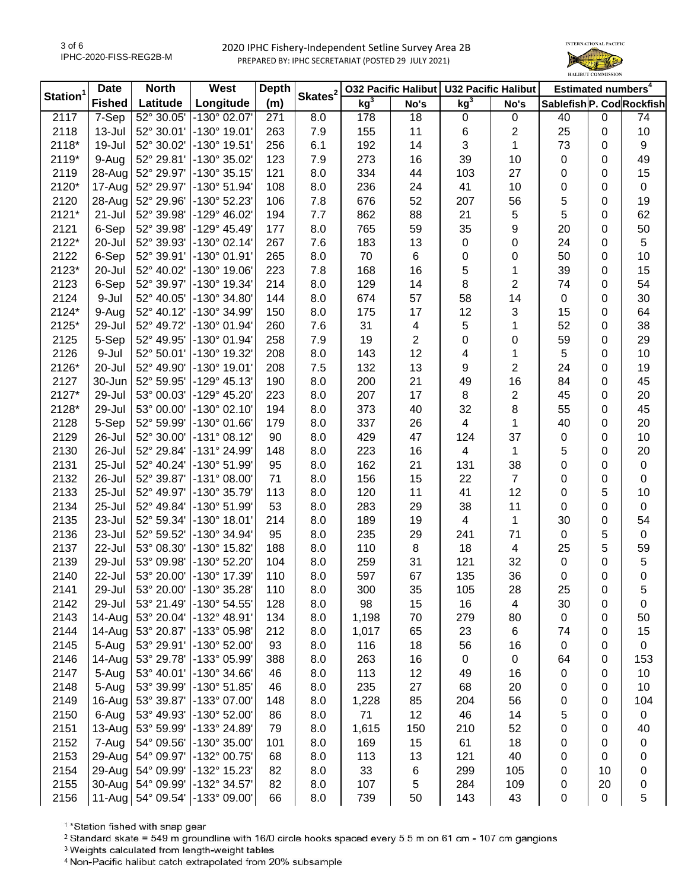# 2020 IPHC Fishery-Independent Setline Survey Area 2B

PREPARED BY: IPHC SECRETARIAT (POSTED 29 JULY 2021)

| Station[1] | Date Fished | North Latitude | West Longitude | Depth (m) | Skates[2] | O32 Pacific Halibut kg[3] | O32 Pacific Halibut No's | U32 Pacific Halibut kg[3] | U32 Pacific Halibut No's | Estimated numbers[4] Sablefish | Estimated numbers[4] P. Cod | Estimated numbers[4] Rockfish |
|---|---|---|---|---|---|---|---|---|---|---|---|---|
| 2117 | 7-Sep | 52° 30.05' | -130° 02.07' | 271 | 8.0 | 178 | 18 | 0 | 0 | 40 | 0 | 74 |
| 2118 | 13-Jul | 52° 30.01' | -130° 19.01' | 263 | 7.9 | 155 | 11 | 6 | 2 | 25 | 0 | 10 |
| 2118* | 19-Jul | 52° 30.02' | -130° 19.51' | 256 | 6.1 | 192 | 14 | 3 | 1 | 73 | 0 | 9 |
| 2119* | 9-Aug | 52° 29.81' | -130° 35.02' | 123 | 7.9 | 273 | 16 | 39 | 10 | 0 | 0 | 49 |
| 2119 | 28-Aug | 52° 29.97' | -130° 35.15' | 121 | 8.0 | 334 | 44 | 103 | 27 | 0 | 0 | 15 |
| 2120* | 17-Aug | 52° 29.97' | -130° 51.94' | 108 | 8.0 | 236 | 24 | 41 | 10 | 0 | 0 | 0 |
| 2120 | 28-Aug | 52° 29.96' | -130° 52.23' | 106 | 7.8 | 676 | 52 | 207 | 56 | 5 | 0 | 19 |
| 2121* | 21-Jul | 52° 39.98' | -129° 46.02' | 194 | 7.7 | 862 | 88 | 21 | 5 | 5 | 0 | 62 |
| 2121 | 6-Sep | 52° 39.98' | -129° 45.49' | 177 | 8.0 | 765 | 59 | 35 | 9 | 20 | 0 | 50 |
| 2122* | 20-Jul | 52° 39.93' | -130° 02.14' | 267 | 7.6 | 183 | 13 | 0 | 0 | 24 | 0 | 5 |
| 2122 | 6-Sep | 52° 39.91' | -130° 01.91' | 265 | 8.0 | 70 | 6 | 0 | 0 | 50 | 0 | 10 |
| 2123* | 20-Jul | 52° 40.02' | -130° 19.06' | 223 | 7.8 | 168 | 16 | 5 | 1 | 39 | 0 | 15 |
| 2123 | 6-Sep | 52° 39.97' | -130° 19.34' | 214 | 8.0 | 129 | 14 | 8 | 2 | 74 | 0 | 54 |
| 2124 | 9-Jul | 52° 40.05' | -130° 34.80' | 144 | 8.0 | 674 | 57 | 58 | 14 | 0 | 0 | 30 |
| 2124* | 9-Aug | 52° 40.12' | -130° 34.99' | 150 | 8.0 | 175 | 17 | 12 | 3 | 15 | 0 | 64 |
| 2125* | 29-Jul | 52° 49.72' | -130° 01.94' | 260 | 7.6 | 31 | 4 | 5 | 1 | 52 | 0 | 38 |
| 2125 | 5-Sep | 52° 49.95' | -130° 01.94' | 258 | 7.9 | 19 | 2 | 0 | 0 | 59 | 0 | 29 |
| 2126 | 9-Jul | 52° 50.01' | -130° 19.32' | 208 | 8.0 | 143 | 12 | 4 | 1 | 5 | 0 | 10 |
| 2126* | 20-Jul | 52° 49.90' | -130° 19.01' | 208 | 7.5 | 132 | 13 | 9 | 2 | 24 | 0 | 19 |
| 2127 | 30-Jun | 52° 59.95' | -129° 45.13' | 190 | 8.0 | 200 | 21 | 49 | 16 | 84 | 0 | 45 |
| 2127* | 29-Jul | 53° 00.03' | -129° 45.20' | 223 | 8.0 | 207 | 17 | 8 | 2 | 45 | 0 | 20 |
| 2128* | 29-Jul | 53° 00.00' | -130° 02.10' | 194 | 8.0 | 373 | 40 | 32 | 8 | 55 | 0 | 45 |
| 2128 | 5-Sep | 52° 59.99' | -130° 01.66' | 179 | 8.0 | 337 | 26 | 4 | 1 | 40 | 0 | 20 |
| 2129 | 26-Jul | 52° 30.00' | -131° 08.12' | 90 | 8.0 | 429 | 47 | 124 | 37 | 0 | 0 | 10 |
| 2130 | 26-Jul | 52° 29.84' | -131° 24.99' | 148 | 8.0 | 223 | 16 | 4 | 1 | 5 | 0 | 20 |
| 2131 | 25-Jul | 52° 40.24' | -130° 51.99' | 95 | 8.0 | 162 | 21 | 131 | 38 | 0 | 0 | 0 |
| 2132 | 26-Jul | 52° 39.87' | -131° 08.00' | 71 | 8.0 | 156 | 15 | 22 | 7 | 0 | 0 | 0 |
| 2133 | 25-Jul | 52° 49.97' | -130° 35.79' | 113 | 8.0 | 120 | 11 | 41 | 12 | 0 | 5 | 10 |
| 2134 | 25-Jul | 52° 49.84' | -130° 51.99' | 53 | 8.0 | 283 | 29 | 38 | 11 | 0 | 0 | 0 |
| 2135 | 23-Jul | 52° 59.34' | -130° 18.01' | 214 | 8.0 | 189 | 19 | 4 | 1 | 30 | 0 | 54 |
| 2136 | 23-Jul | 52° 59.52' | -130° 34.94' | 95 | 8.0 | 235 | 29 | 241 | 71 | 0 | 5 | 0 |
| 2137 | 22-Jul | 53° 08.30' | -130° 15.82' | 188 | 8.0 | 110 | 8 | 18 | 4 | 25 | 5 | 59 |
| 2139 | 29-Jul | 53° 09.98' | -130° 52.20' | 104 | 8.0 | 259 | 31 | 121 | 32 | 0 | 0 | 5 |
| 2140 | 22-Jul | 53° 20.00' | -130° 17.39' | 110 | 8.0 | 597 | 67 | 135 | 36 | 0 | 0 | 0 |
| 2141 | 29-Jul | 53° 20.00' | -130° 35.28' | 110 | 8.0 | 300 | 35 | 105 | 28 | 25 | 0 | 5 |
| 2142 | 29-Jul | 53° 21.49' | -130° 54.55' | 128 | 8.0 | 98 | 15 | 16 | 4 | 30 | 0 | 0 |
| 2143 | 14-Aug | 53° 20.04' | -132° 48.91' | 134 | 8.0 | 1,198 | 70 | 279 | 80 | 0 | 0 | 50 |
| 2144 | 14-Aug | 53° 20.87' | -133° 05.98' | 212 | 8.0 | 1,017 | 65 | 23 | 6 | 74 | 0 | 15 |
| 2145 | 5-Aug | 53° 29.91' | -130° 52.00' | 93 | 8.0 | 116 | 18 | 56 | 16 | 0 | 0 | 0 |
| 2146 | 14-Aug | 53° 29.78' | -133° 05.99' | 388 | 8.0 | 263 | 16 | 0 | 0 | 64 | 0 | 153 |
| 2147 | 5-Aug | 53° 40.01' | -130° 34.66' | 46 | 8.0 | 113 | 12 | 49 | 16 | 0 | 0 | 10 |
| 2148 | 5-Aug | 53° 39.99' | -130° 51.85' | 46 | 8.0 | 235 | 27 | 68 | 20 | 0 | 0 | 10 |
| 2149 | 16-Aug | 53° 39.87' | -133° 07.00' | 148 | 8.0 | 1,228 | 85 | 204 | 56 | 0 | 0 | 104 |
| 2150 | 6-Aug | 53° 49.93' | -130° 52.00' | 86 | 8.0 | 71 | 12 | 46 | 14 | 5 | 0 | 0 |
| 2151 | 13-Aug | 53° 59.99' | -133° 24.89' | 79 | 8.0 | 1,615 | 150 | 210 | 52 | 0 | 0 | 40 |
| 2152 | 7-Aug | 54° 09.56' | -130° 35.00' | 101 | 8.0 | 169 | 15 | 61 | 18 | 0 | 0 | 0 |
| 2153 | 29-Aug | 54° 09.97' | -132° 00.75' | 68 | 8.0 | 113 | 13 | 121 | 40 | 0 | 0 | 0 |
| 2154 | 29-Aug | 54° 09.99' | -132° 15.23' | 82 | 8.0 | 33 | 6 | 299 | 105 | 0 | 10 | 0 |
| 2155 | 30-Aug | 54° 09.99' | -132° 34.57' | 82 | 8.0 | 107 | 5 | 284 | 109 | 0 | 20 | 0 |
| 2156 | 11-Aug | 54° 09.54' | -133° 09.00' | 66 | 8.0 | 739 | 50 | 143 | 43 | 0 | 0 | 5 |

[1] *Station fished with snap gear

[2] Standard skate = 549 m groundline with 16/0 circle hooks spaced every 5.5 m on 61 cm - 107 cm gangions

[3] Weights calculated from length-weight tables

[4] Non-Pacific halibut catch extrapolated from 20% subsample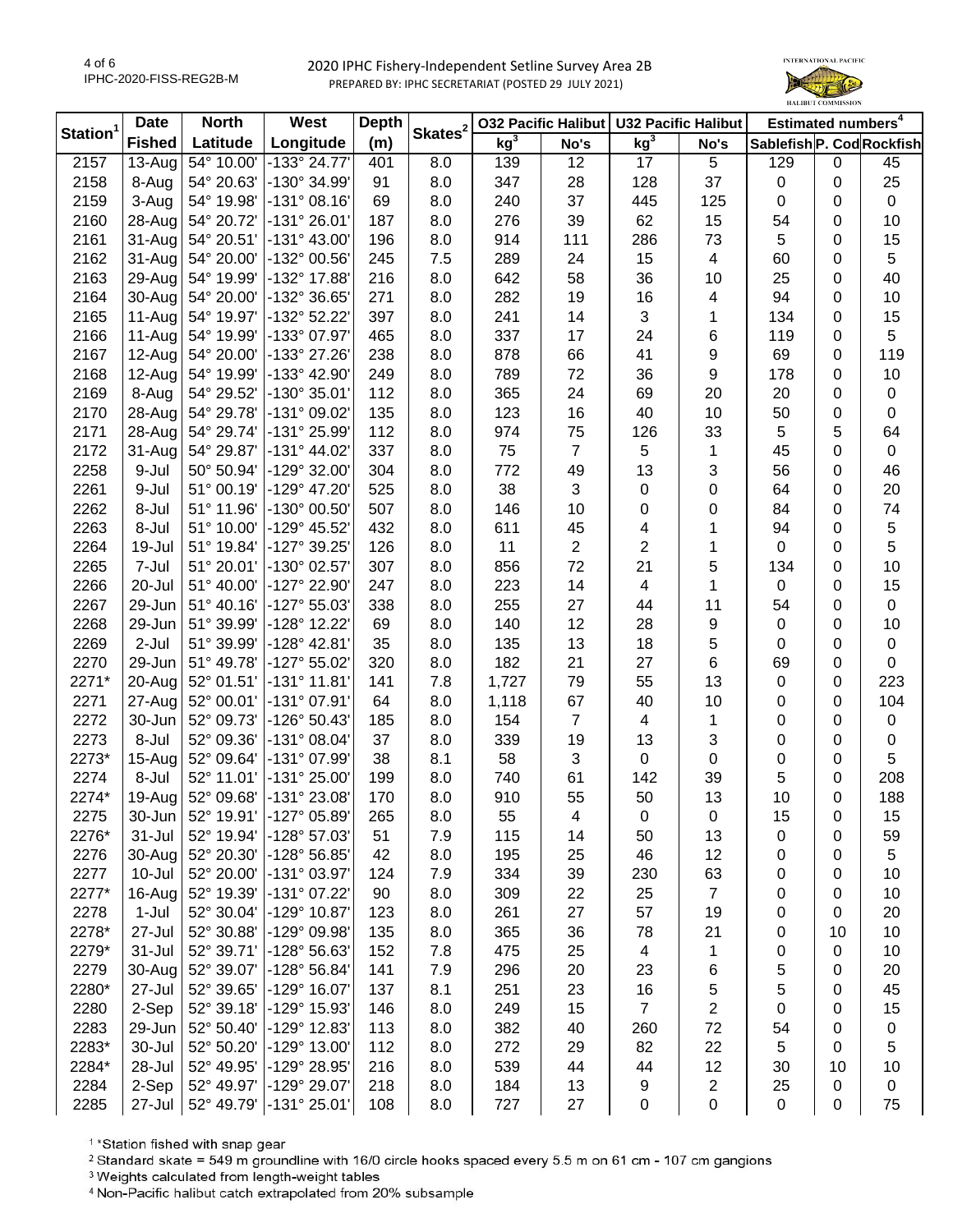2020 IPHC Fishery-Independent Setline Survey Area 2B

PREPARED BY: IPHC SECRETARIAT (POSTED 29 JULY 2021)

| Station[1] | Date | North | West | Depth | Skates[2] | O32 Pacific Halibut | | U32 Pacific Halibut | | Estimated numbers[4] | | |
|---|---|---|---|---|---|---|---|---|---|---|---|---|
| | Fished | Latitude | Longitude | (m) | | kg[3] | No's | kg[3] | No's | Sablefish | P. Cod | Rockfish |
| 2157 | 13-Aug | 54° 10.00' | -133° 24.77' | 401 | 8.0 | 139 | 12 | 17 | 5 | 129 | 0 | 45 |
| 2158 | 8-Aug | 54° 20.63' | -130° 34.99' | 91 | 8.0 | 347 | 28 | 128 | 37 | 0 | 0 | 25 |
| 2159 | 3-Aug | 54° 19.98' | -131° 08.16' | 69 | 8.0 | 240 | 37 | 445 | 125 | 0 | 0 | 0 |
| 2160 | 28-Aug | 54° 20.72' | -131° 26.01' | 187 | 8.0 | 276 | 39 | 62 | 15 | 54 | 0 | 10 |
| 2161 | 31-Aug | 54° 20.51' | -131° 43.00' | 196 | 8.0 | 914 | 111 | 286 | 73 | 5 | 0 | 15 |
| 2162 | 31-Aug | 54° 20.00' | -132° 00.56' | 245 | 7.5 | 289 | 24 | 15 | 4 | 60 | 0 | 5 |
| 2163 | 29-Aug | 54° 19.99' | -132° 17.88' | 216 | 8.0 | 642 | 58 | 36 | 10 | 25 | 0 | 40 |
| 2164 | 30-Aug | 54° 20.00' | -132° 36.65' | 271 | 8.0 | 282 | 19 | 16 | 4 | 94 | 0 | 10 |
| 2165 | 11-Aug | 54° 19.97' | -132° 52.22' | 397 | 8.0 | 241 | 14 | 3 | 1 | 134 | 0 | 15 |
| 2166 | 11-Aug | 54° 19.99' | -133° 07.97' | 465 | 8.0 | 337 | 17 | 24 | 6 | 119 | 0 | 5 |
| 2167 | 12-Aug | 54° 20.00' | -133° 27.26' | 238 | 8.0 | 878 | 66 | 41 | 9 | 69 | 0 | 119 |
| 2168 | 12-Aug | 54° 19.99' | -133° 42.90' | 249 | 8.0 | 789 | 72 | 36 | 9 | 178 | 0 | 10 |
| 2169 | 8-Aug | 54° 29.52' | -130° 35.01' | 112 | 8.0 | 365 | 24 | 69 | 20 | 20 | 0 | 0 |
| 2170 | 28-Aug | 54° 29.78' | -131° 09.02' | 135 | 8.0 | 123 | 16 | 40 | 10 | 50 | 0 | 0 |
| 2171 | 28-Aug | 54° 29.74' | -131° 25.99' | 112 | 8.0 | 974 | 75 | 126 | 33 | 5 | 5 | 64 |
| 2172 | 31-Aug | 54° 29.87' | -131° 44.02' | 337 | 8.0 | 75 | 7 | 5 | 1 | 45 | 0 | 0 |
| 2258 | 9-Jul | 50° 50.94' | -129° 32.00' | 304 | 8.0 | 772 | 49 | 13 | 3 | 56 | 0 | 46 |
| 2261 | 9-Jul | 51° 00.19' | -129° 47.20' | 525 | 8.0 | 38 | 3 | 0 | 0 | 64 | 0 | 20 |
| 2262 | 8-Jul | 51° 11.96' | -130° 00.50' | 507 | 8.0 | 146 | 10 | 0 | 0 | 84 | 0 | 74 |
| 2263 | 8-Jul | 51° 10.00' | -129° 45.52' | 432 | 8.0 | 611 | 45 | 4 | 1 | 94 | 0 | 5 |
| 2264 | 19-Jul | 51° 19.84' | -127° 39.25' | 126 | 8.0 | 11 | 2 | 2 | 1 | 0 | 0 | 5 |
| 2265 | 7-Jul | 51° 20.01' | -130° 02.57' | 307 | 8.0 | 856 | 72 | 21 | 5 | 134 | 0 | 10 |
| 2266 | 20-Jul | 51° 40.00' | -127° 22.90' | 247 | 8.0 | 223 | 14 | 4 | 1 | 0 | 0 | 15 |
| 2267 | 29-Jun | 51° 40.16' | -127° 55.03' | 338 | 8.0 | 255 | 27 | 44 | 11 | 54 | 0 | 0 |
| 2268 | 29-Jun | 51° 39.99' | -128° 12.22' | 69 | 8.0 | 140 | 12 | 28 | 9 | 0 | 0 | 10 |
| 2269 | 2-Jul | 51° 39.99' | -128° 42.81' | 35 | 8.0 | 135 | 13 | 18 | 5 | 0 | 0 | 0 |
| 2270 | 29-Jun | 51° 49.78' | -127° 55.02' | 320 | 8.0 | 182 | 21 | 27 | 6 | 69 | 0 | 0 |
| 2271* | 20-Aug | 52° 01.51' | -131° 11.81' | 141 | 7.8 | 1,727 | 79 | 55 | 13 | 0 | 0 | 223 |
| 2271 | 27-Aug | 52° 00.01' | -131° 07.91' | 64 | 8.0 | 1,118 | 67 | 40 | 10 | 0 | 0 | 104 |
| 2272 | 30-Jun | 52° 09.73' | -126° 50.43' | 185 | 8.0 | 154 | 7 | 4 | 1 | 0 | 0 | 0 |
| 2273 | 8-Jul | 52° 09.36' | -131° 08.04' | 37 | 8.0 | 339 | 19 | 13 | 3 | 0 | 0 | 0 |
| 2273* | 15-Aug | 52° 09.64' | -131° 07.99' | 38 | 8.1 | 58 | 3 | 0 | 0 | 0 | 0 | 5 |
| 2274 | 8-Jul | 52° 11.01' | -131° 25.00' | 199 | 8.0 | 740 | 61 | 142 | 39 | 5 | 0 | 208 |
| 2274* | 19-Aug | 52° 09.68' | -131° 23.08' | 170 | 8.0 | 910 | 55 | 50 | 13 | 10 | 0 | 188 |
| 2275 | 30-Jun | 52° 19.91' | -127° 05.89' | 265 | 8.0 | 55 | 4 | 0 | 0 | 15 | 0 | 15 |
| 2276* | 31-Jul | 52° 19.94' | -128° 57.03' | 51 | 7.9 | 115 | 14 | 50 | 13 | 0 | 0 | 59 |
| 2276 | 30-Aug | 52° 20.30' | -128° 56.85' | 42 | 8.0 | 195 | 25 | 46 | 12 | 0 | 0 | 5 |
| 2277 | 10-Jul | 52° 20.00' | -131° 03.97' | 124 | 7.9 | 334 | 39 | 230 | 63 | 0 | 0 | 10 |
| 2277* | 16-Aug | 52° 19.39' | -131° 07.22' | 90 | 8.0 | 309 | 22 | 25 | 7 | 0 | 0 | 10 |
| 2278 | 1-Jul | 52° 30.04' | -129° 10.87' | 123 | 8.0 | 261 | 27 | 57 | 19 | 0 | 0 | 20 |
| 2278* | 27-Jul | 52° 30.88' | -129° 09.98' | 135 | 8.0 | 365 | 36 | 78 | 21 | 0 | 10 | 10 |
| 2279* | 31-Jul | 52° 39.71' | -128° 56.63' | 152 | 7.8 | 475 | 25 | 4 | 1 | 0 | 0 | 10 |
| 2279 | 30-Aug | 52° 39.07' | -128° 56.84' | 141 | 7.9 | 296 | 20 | 23 | 6 | 5 | 0 | 20 |
| 2280* | 27-Jul | 52° 39.65' | -129° 16.07' | 137 | 8.1 | 251 | 23 | 16 | 5 | 5 | 0 | 45 |
| 2280 | 2-Sep | 52° 39.18' | -129° 15.93' | 146 | 8.0 | 249 | 15 | 7 | 2 | 0 | 0 | 15 |
| 2283 | 29-Jun | 52° 50.40' | -129° 12.83' | 113 | 8.0 | 382 | 40 | 260 | 72 | 54 | 0 | 0 |
| 2283* | 30-Jul | 52° 50.20' | -129° 13.00' | 112 | 8.0 | 272 | 29 | 82 | 22 | 5 | 0 | 5 |
| 2284* | 28-Jul | 52° 49.95' | -129° 28.95' | 216 | 8.0 | 539 | 44 | 44 | 12 | 30 | 10 | 10 |
| 2284 | 2-Sep | 52° 49.97' | -129° 29.07' | 218 | 8.0 | 184 | 13 | 9 | 2 | 25 | 0 | 0 |
| 2285 | 27-Jul | 52° 49.79' | -131° 25.01' | 108 | 8.0 | 727 | 27 | 0 | 0 | 0 | 0 | 75 |

[1] *Station fished with snap gear

[2] Standard skate = 549 m groundline with 16/0 circle hooks spaced every 5.5 m on 61 cm - 107 cm gangions

[3] Weights calculated from length-weight tables

[4] Non-Pacific halibut catch extrapolated from 20% subsample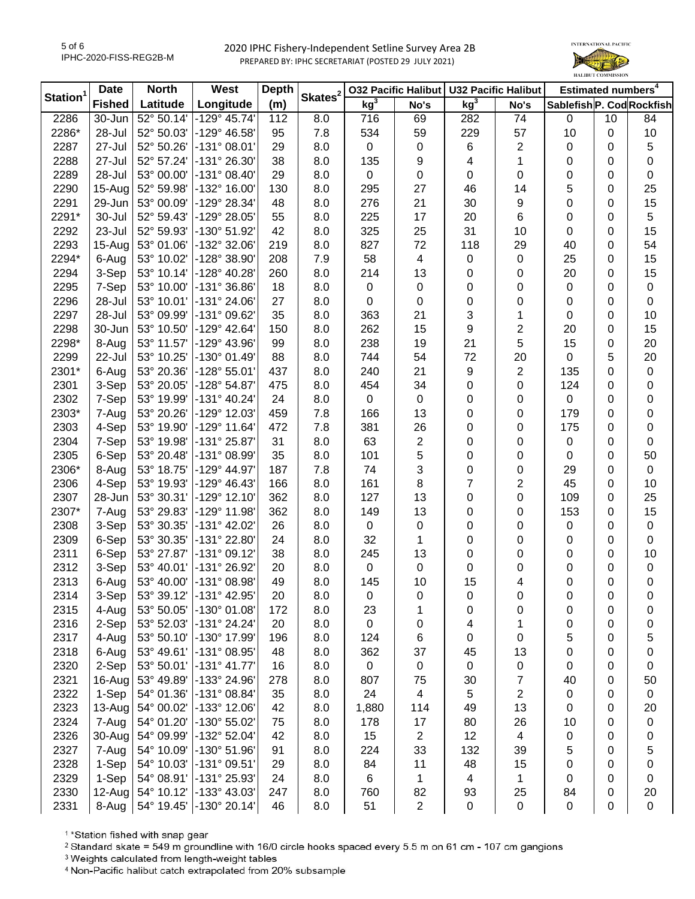2020 IPHC Fishery-Independent Setline Survey Area 2B

PREPARED BY: IPHC SECRETARIAT (POSTED 29 JULY 2021)

| Station[1] | Date | North | West | Depth | Skates[2] | O32 Pacific Halibut | | U32 Pacific Halibut | | Estimated numbers[4] | | |
|---|---|---|---|---|---|---|---|---|---|---|---|---|
| | Fished | Latitude | Longitude | (m) | | kg[3] | No's | kg[3] | No's | Sablefish | P. Cod | Rockfish |
| 2286 | 30-Jun | 52° 50.14' | -129° 45.74' | 112 | 8.0 | 716 | 69 | 282 | 74 | 0 | 10 | 84 |
| 2286* | 28-Jul | 52° 50.03' | -129° 46.58' | 95 | 7.8 | 534 | 59 | 229 | 57 | 10 | 0 | 10 |
| 2287 | 27-Jul | 52° 50.26' | -131° 08.01' | 29 | 8.0 | 0 | 0 | 6 | 2 | 0 | 0 | 5 |
| 2288 | 27-Jul | 52° 57.24' | -131° 26.30' | 38 | 8.0 | 135 | 9 | 4 | 1 | 0 | 0 | 0 |
| 2289 | 28-Jul | 53° 00.00' | -131° 08.40' | 29 | 8.0 | 0 | 0 | 0 | 0 | 0 | 0 | 0 |
| 2290 | 15-Aug | 52° 59.98' | -132° 16.00' | 130 | 8.0 | 295 | 27 | 46 | 14 | 5 | 0 | 25 |
| 2291 | 29-Jun | 53° 00.09' | -129° 28.34' | 48 | 8.0 | 276 | 21 | 30 | 9 | 0 | 0 | 15 |
| 2291* | 30-Jul | 52° 59.43' | -129° 28.05' | 55 | 8.0 | 225 | 17 | 20 | 6 | 0 | 0 | 5 |
| 2292 | 23-Jul | 52° 59.93' | -130° 51.92' | 42 | 8.0 | 325 | 25 | 31 | 10 | 0 | 0 | 15 |
| 2293 | 15-Aug | 53° 01.06' | -132° 32.06' | 219 | 8.0 | 827 | 72 | 118 | 29 | 40 | 0 | 54 |
| 2294* | 6-Aug | 53° 10.02' | -128° 38.90' | 208 | 7.9 | 58 | 4 | 0 | 0 | 25 | 0 | 15 |
| 2294 | 3-Sep | 53° 10.14' | -128° 40.28' | 260 | 8.0 | 214 | 13 | 0 | 0 | 20 | 0 | 15 |
| 2295 | 7-Sep | 53° 10.00' | -131° 36.86' | 18 | 8.0 | 0 | 0 | 0 | 0 | 0 | 0 | 0 |
| 2296 | 28-Jul | 53° 10.01' | -131° 24.06' | 27 | 8.0 | 0 | 0 | 0 | 0 | 0 | 0 | 0 |
| 2297 | 28-Jul | 53° 09.99' | -131° 09.62' | 35 | 8.0 | 363 | 21 | 3 | 1 | 0 | 0 | 10 |
| 2298 | 30-Jun | 53° 10.50' | -129° 42.64' | 150 | 8.0 | 262 | 15 | 9 | 2 | 20 | 0 | 15 |
| 2298* | 8-Aug | 53° 11.57' | -129° 43.96' | 99 | 8.0 | 238 | 19 | 21 | 5 | 15 | 0 | 20 |
| 2299 | 22-Jul | 53° 10.25' | -130° 01.49' | 88 | 8.0 | 744 | 54 | 72 | 20 | 0 | 5 | 20 |
| 2301* | 6-Aug | 53° 20.36' | -128° 55.01' | 437 | 8.0 | 240 | 21 | 9 | 2 | 135 | 0 | 0 |
| 2301 | 3-Sep | 53° 20.05' | -128° 54.87' | 475 | 8.0 | 454 | 34 | 0 | 0 | 124 | 0 | 0 |
| 2302 | 7-Sep | 53° 19.99' | -131° 40.24' | 24 | 8.0 | 0 | 0 | 0 | 0 | 0 | 0 | 0 |
| 2303* | 7-Aug | 53° 20.26' | -129° 12.03' | 459 | 7.8 | 166 | 13 | 0 | 0 | 179 | 0 | 0 |
| 2303 | 4-Sep | 53° 19.90' | -129° 11.64' | 472 | 7.8 | 381 | 26 | 0 | 0 | 175 | 0 | 0 |
| 2304 | 7-Sep | 53° 19.98' | -131° 25.87' | 31 | 8.0 | 63 | 2 | 0 | 0 | 0 | 0 | 0 |
| 2305 | 6-Sep | 53° 20.48' | -131° 08.99' | 35 | 8.0 | 101 | 5 | 0 | 0 | 0 | 0 | 50 |
| 2306* | 8-Aug | 53° 18.75' | -129° 44.97' | 187 | 7.8 | 74 | 3 | 0 | 0 | 29 | 0 | 0 |
| 2306 | 4-Sep | 53° 19.93' | -129° 46.43' | 166 | 8.0 | 161 | 8 | 7 | 2 | 45 | 0 | 10 |
| 2307 | 28-Jun | 53° 30.31' | -129° 12.10' | 362 | 8.0 | 127 | 13 | 0 | 0 | 109 | 0 | 25 |
| 2307* | 7-Aug | 53° 29.83' | -129° 11.98' | 362 | 8.0 | 149 | 13 | 0 | 0 | 153 | 0 | 15 |
| 2308 | 3-Sep | 53° 30.35' | -131° 42.02' | 26 | 8.0 | 0 | 0 | 0 | 0 | 0 | 0 | 0 |
| 2309 | 6-Sep | 53° 30.35' | -131° 22.80' | 24 | 8.0 | 32 | 1 | 0 | 0 | 0 | 0 | 0 |
| 2311 | 6-Sep | 53° 27.87' | -131° 09.12' | 38 | 8.0 | 245 | 13 | 0 | 0 | 0 | 0 | 10 |
| 2312 | 3-Sep | 53° 40.01' | -131° 26.92' | 20 | 8.0 | 0 | 0 | 0 | 0 | 0 | 0 | 0 |
| 2313 | 6-Aug | 53° 40.00' | -131° 08.98' | 49 | 8.0 | 145 | 10 | 15 | 4 | 0 | 0 | 0 |
| 2314 | 3-Sep | 53° 39.12' | -131° 42.95' | 20 | 8.0 | 0 | 0 | 0 | 0 | 0 | 0 | 0 |
| 2315 | 4-Aug | 53° 50.05' | -130° 01.08' | 172 | 8.0 | 23 | 1 | 0 | 0 | 0 | 0 | 0 |
| 2316 | 2-Sep | 53° 52.03' | -131° 24.24' | 20 | 8.0 | 0 | 0 | 4 | 1 | 0 | 0 | 0 |
| 2317 | 4-Aug | 53° 50.10' | -130° 17.99' | 196 | 8.0 | 124 | 6 | 0 | 0 | 5 | 0 | 5 |
| 2318 | 6-Aug | 53° 49.61' | -131° 08.95' | 48 | 8.0 | 362 | 37 | 45 | 13 | 0 | 0 | 0 |
| 2320 | 2-Sep | 53° 50.01' | -131° 41.77' | 16 | 8.0 | 0 | 0 | 0 | 0 | 0 | 0 | 0 |
| 2321 | 16-Aug | 53° 49.89' | -133° 24.96' | 278 | 8.0 | 807 | 75 | 30 | 7 | 40 | 0 | 50 |
| 2322 | 1-Sep | 54° 01.36' | -131° 08.84' | 35 | 8.0 | 24 | 4 | 5 | 2 | 0 | 0 | 0 |
| 2323 | 13-Aug | 54° 00.02' | -133° 12.06' | 42 | 8.0 | 1,880 | 114 | 49 | 13 | 0 | 0 | 20 |
| 2324 | 7-Aug | 54° 01.20' | -130° 55.02' | 75 | 8.0 | 178 | 17 | 80 | 26 | 10 | 0 | 0 |
| 2326 | 30-Aug | 54° 09.99' | -132° 52.04' | 42 | 8.0 | 15 | 2 | 12 | 4 | 0 | 0 | 0 |
| 2327 | 7-Aug | 54° 10.09' | -130° 51.96' | 91 | 8.0 | 224 | 33 | 132 | 39 | 5 | 0 | 5 |
| 2328 | 1-Sep | 54° 10.03' | -131° 09.51' | 29 | 8.0 | 84 | 11 | 48 | 15 | 0 | 0 | 0 |
| 2329 | 1-Sep | 54° 08.91' | -131° 25.93' | 24 | 8.0 | 6 | 1 | 4 | 1 | 0 | 0 | 0 |
| 2330 | 12-Aug | 54° 10.12' | -133° 43.03' | 247 | 8.0 | 760 | 82 | 93 | 25 | 84 | 0 | 20 |
| 2331 | 8-Aug | 54° 19.45' | -130° 20.14' | 46 | 8.0 | 51 | 2 | 0 | 0 | 0 | 0 | 0 |

[1] *Station fished with snap gear

[2] Standard skate = 549 m groundline with 16/0 circle hooks spaced every 5.5 m on 61 cm - 107 cm gangions

[3] Weights calculated from length-weight tables

[4] Non-Pacific halibut catch extrapolated from 20% subsample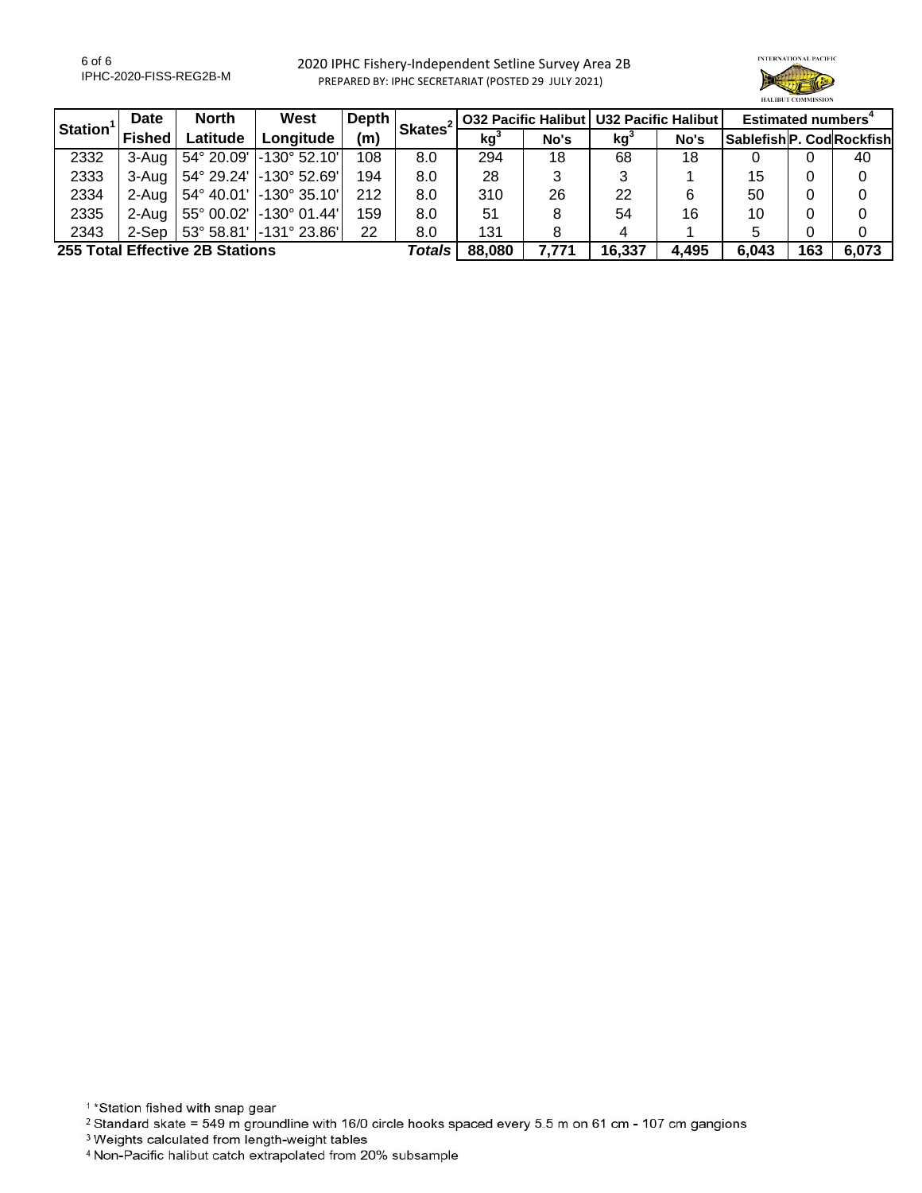| Station[1] | Date Fished | North Latitude | West Longitude | Depth (m) | Skates[2] | O32 Pacific Halibut | | U32 Pacific Halibut | | Estimated numbers[4] | | |
|---|---|---|---|---|---|---|---|---|---|---|---|---|
| | | | | | | kg[3] | No's | kg[3] | No's | Sablefish | P. Cod | Rockfish |
| 2332 | 3-Aug | 54° 20.09' | -130° 52.10' | 108 | 8.0 | 294 | 18 | 68 | 18 | 0 | 0 | 40 |
| 2333 | 3-Aug | 54° 29.24' | -130° 52.69' | 194 | 8.0 | 28 | 3 | 3 | 1 | 15 | 0 | 0 |
| 2334 | 2-Aug | 54° 40.01' | -130° 35.10' | 212 | 8.0 | 310 | 26 | 22 | 6 | 50 | 0 | 0 |
| 2335 | 2-Aug | 55° 00.02' | -130° 01.44' | 159 | 8.0 | 51 | 8 | 54 | 16 | 10 | 0 | 0 |
| 2343 | 2-Sep | 53° 58.81' | -131° 23.86' | 22 | 8.0 | 131 | 8 | 4 | 1 | 5 | 0 | 0 |
| **255 Total Effective 2B Stations** | | | | | ***Totals*** | **88,080** | **7,771** | **16,337** | **4,495** | **6,043** | **163** | **6,073** |

[1] *Station fished with snap gear

[2] Standard skate = 549 m groundline with 16/0 circle hooks spaced every 5.5 m on 61 cm - 107 cm gangions

[3] Weights calculated from length-weight tables

[4] Non-Pacific halibut catch extrapolated from 20% subsample